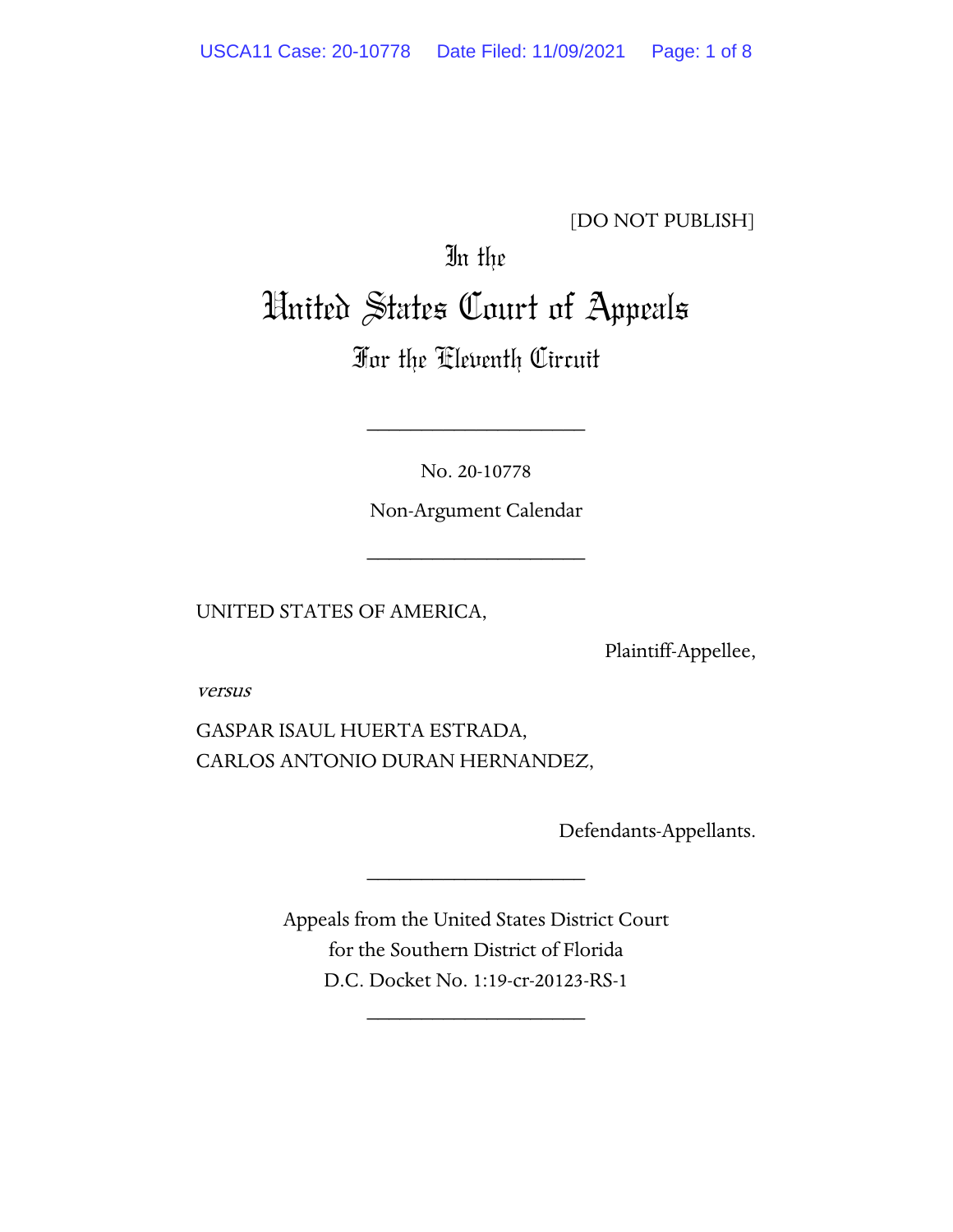[DO NOT PUBLISH]

# In the United States Court of Appeals

## For the Eleventh Circuit

____________________

No. 20-10778

Non-Argument Calendar

____________________

UNITED STATES OF AMERICA,

Plaintiff-Appellee,

*versus*

GASPAR ISAUL HUERTA ESTRADA,
CARLOS ANTONIO DURAN HERNANDEZ,

Defendants-Appellants.

____________________

Appeals from the United States District Court
for the Southern District of Florida
D.C. Docket No. 1:19-cr-20123-RS-1

____________________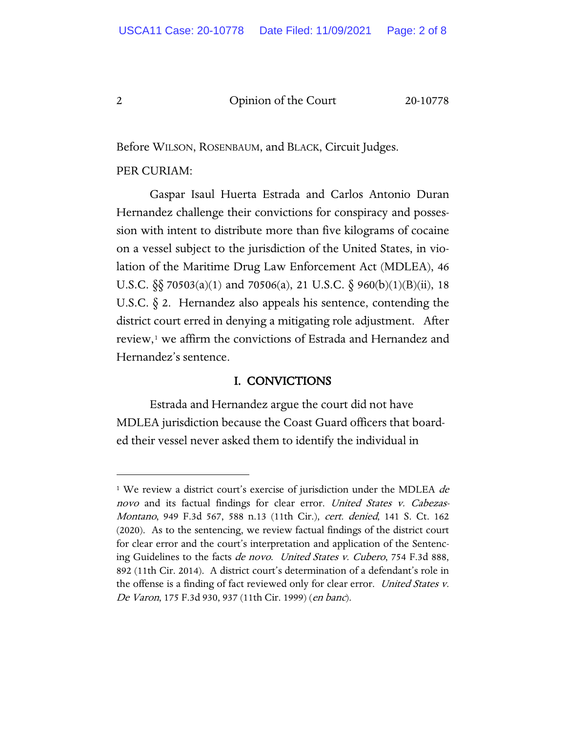Before WILSON, ROSENBAUM, and BLACK, Circuit Judges.

PER CURIAM:

Gaspar Isaul Huerta Estrada and Carlos Antonio Duran Hernandez challenge their convictions for conspiracy and possession with intent to distribute more than five kilograms of cocaine on a vessel subject to the jurisdiction of the United States, in violation of the Maritime Drug Law Enforcement Act (MDLEA), 46 U.S.C. §§ 70503(a)(1) and 70506(a), 21 U.S.C. § 960(b)(1)(B)(ii), 18 U.S.C. § 2. Hernandez also appeals his sentence, contending the district court erred in denying a mitigating role adjustment. After review,[1] we affirm the convictions of Estrada and Hernandez and Hernandez's sentence.

## I. CONVICTIONS

Estrada and Hernandez argue the court did not have MDLEA jurisdiction because the Coast Guard officers that boarded their vessel never asked them to identify the individual in

---

[1] We review a district court's exercise of jurisdiction under the MDLEA *de novo* and its factual findings for clear error. *United States v. Cabezas-Montano*, 949 F.3d 567, 588 n.13 (11th Cir.), *cert. denied*, 141 S. Ct. 162 (2020). As to the sentencing, we review factual findings of the district court for clear error and the court's interpretation and application of the Sentencing Guidelines to the facts *de novo*. *United States v. Cubero*, 754 F.3d 888, 892 (11th Cir. 2014). A district court's determination of a defendant's role in the offense is a finding of fact reviewed only for clear error. *United States v. De Varon*, 175 F.3d 930, 937 (11th Cir. 1999) (*en banc*).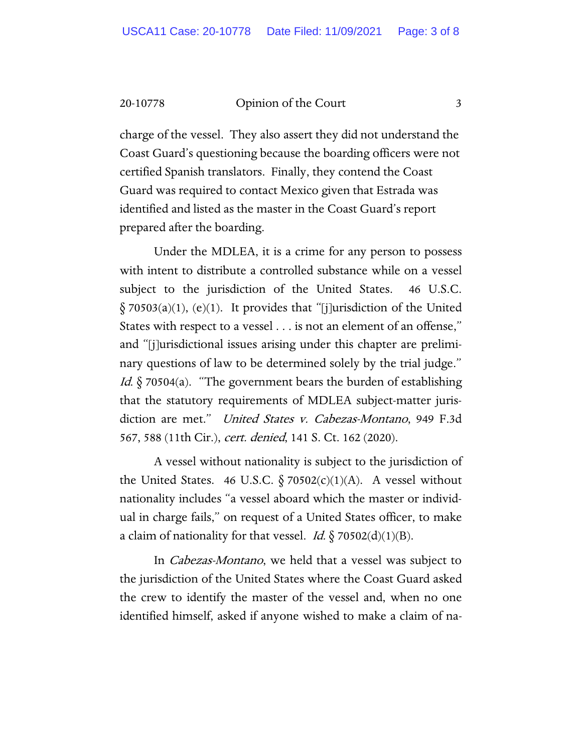charge of the vessel. They also assert they did not understand the Coast Guard's questioning because the boarding officers were not certified Spanish translators. Finally, they contend the Coast Guard was required to contact Mexico given that Estrada was identified and listed as the master in the Coast Guard's report prepared after the boarding.

Under the MDLEA, it is a crime for any person to possess with intent to distribute a controlled substance while on a vessel subject to the jurisdiction of the United States. 46 U.S.C. § 70503(a)(1), (e)(1). It provides that "[j]urisdiction of the United States with respect to a vessel . . . is not an element of an offense," and "[j]urisdictional issues arising under this chapter are preliminary questions of law to be determined solely by the trial judge." *Id.* § 70504(a). "The government bears the burden of establishing that the statutory requirements of MDLEA subject-matter jurisdiction are met." *United States v. Cabezas-Montano*, 949 F.3d 567, 588 (11th Cir.), *cert. denied*, 141 S. Ct. 162 (2020).

A vessel without nationality is subject to the jurisdiction of the United States. 46 U.S.C. § 70502(c)(1)(A). A vessel without nationality includes "a vessel aboard which the master or individual in charge fails," on request of a United States officer, to make a claim of nationality for that vessel. *Id.* § 70502(d)(1)(B).

In *Cabezas-Montano*, we held that a vessel was subject to the jurisdiction of the United States where the Coast Guard asked the crew to identify the master of the vessel and, when no one identified himself, asked if anyone wished to make a claim of na-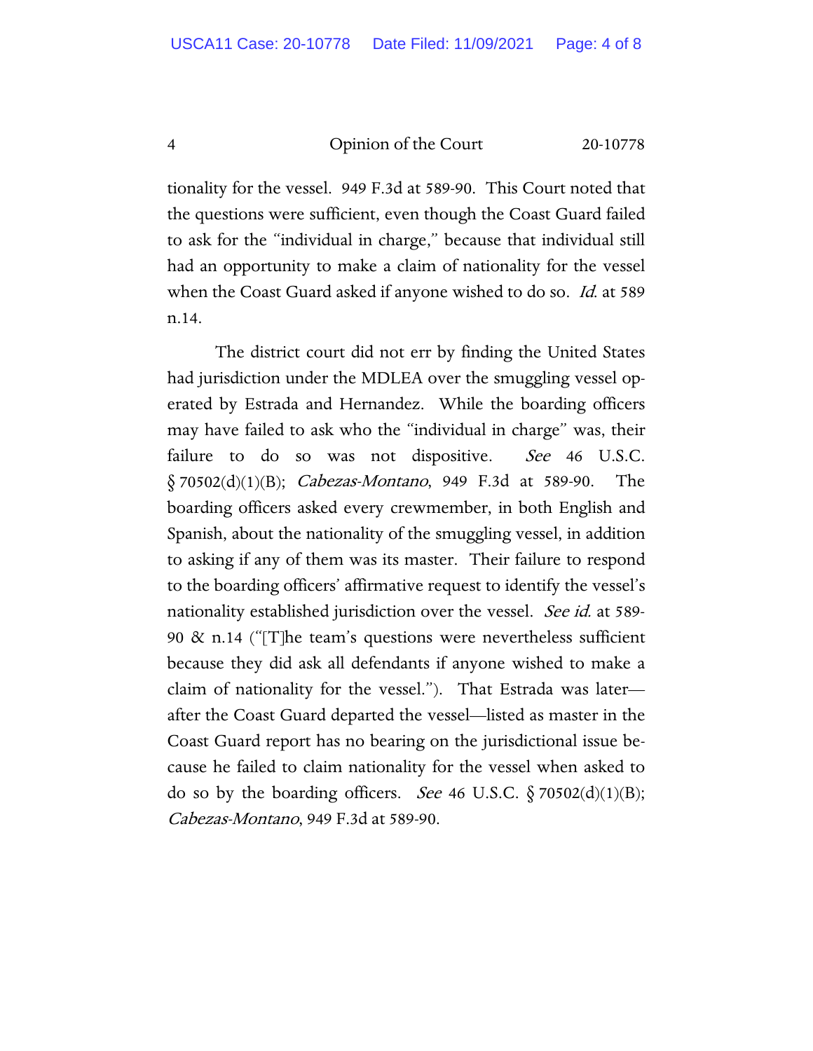tionality for the vessel. 949 F.3d at 589-90. This Court noted that the questions were sufficient, even though the Coast Guard failed to ask for the "individual in charge," because that individual still had an opportunity to make a claim of nationality for the vessel when the Coast Guard asked if anyone wished to do so. *Id.* at 589 n.14.

The district court did not err by finding the United States had jurisdiction under the MDLEA over the smuggling vessel operated by Estrada and Hernandez. While the boarding officers may have failed to ask who the "individual in charge" was, their failure to do so was not dispositive. *See* 46 U.S.C. § 70502(d)(1)(B); *Cabezas-Montano*, 949 F.3d at 589-90. The boarding officers asked every crewmember, in both English and Spanish, about the nationality of the smuggling vessel, in addition to asking if any of them was its master. Their failure to respond to the boarding officers' affirmative request to identify the vessel's nationality established jurisdiction over the vessel. *See id.* at 589-90 & n.14 ("[T]he team's questions were nevertheless sufficient because they did ask all defendants if anyone wished to make a claim of nationality for the vessel."). That Estrada was later—after the Coast Guard departed the vessel—listed as master in the Coast Guard report has no bearing on the jurisdictional issue because he failed to claim nationality for the vessel when asked to do so by the boarding officers. *See* 46 U.S.C. § 70502(d)(1)(B); *Cabezas-Montano*, 949 F.3d at 589-90.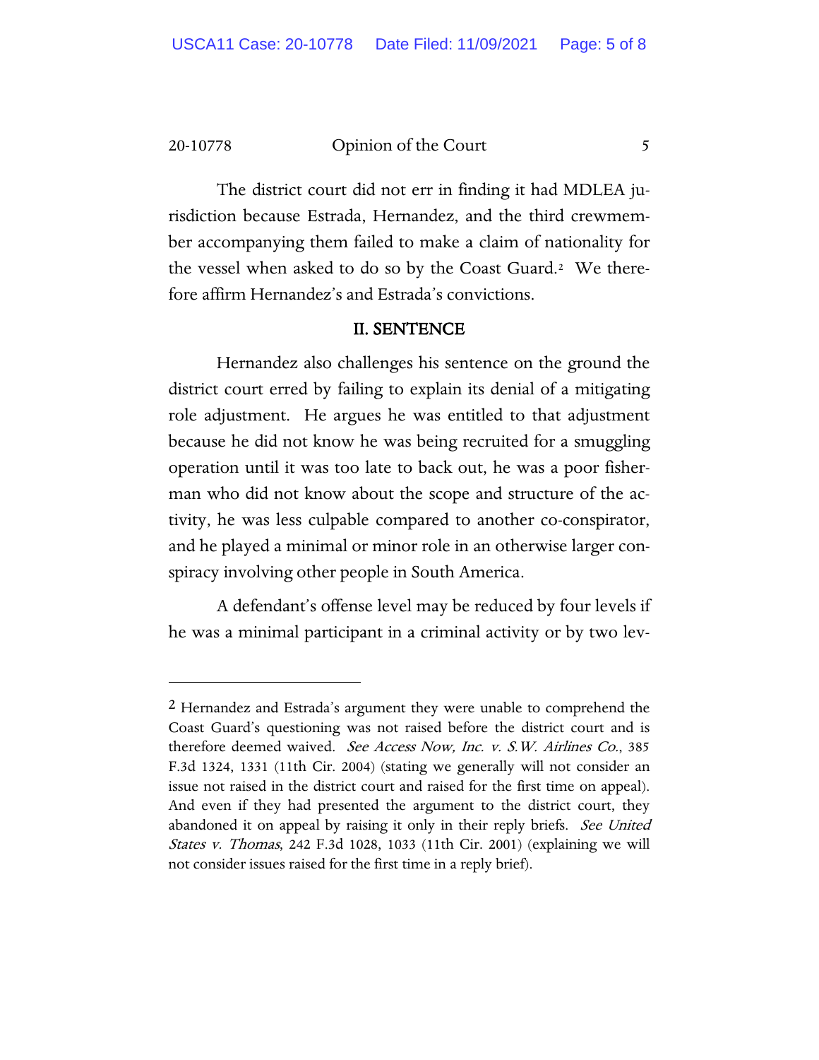The district court did not err in finding it had MDLEA jurisdiction because Estrada, Hernandez, and the third crewmember accompanying them failed to make a claim of nationality for the vessel when asked to do so by the Coast Guard.[2] We therefore affirm Hernandez's and Estrada's convictions.

## II. SENTENCE

Hernandez also challenges his sentence on the ground the district court erred by failing to explain its denial of a mitigating role adjustment. He argues he was entitled to that adjustment because he did not know he was being recruited for a smuggling operation until it was too late to back out, he was a poor fisherman who did not know about the scope and structure of the activity, he was less culpable compared to another co-conspirator, and he played a minimal or minor role in an otherwise larger conspiracy involving other people in South America.

A defendant's offense level may be reduced by four levels if he was a minimal participant in a criminal activity or by two lev-

---

[2] Hernandez and Estrada's argument they were unable to comprehend the Coast Guard's questioning was not raised before the district court and is therefore deemed waived. *See Access Now, Inc. v. S.W. Airlines Co.*, 385 F.3d 1324, 1331 (11th Cir. 2004) (stating we generally will not consider an issue not raised in the district court and raised for the first time on appeal). And even if they had presented the argument to the district court, they abandoned it on appeal by raising it only in their reply briefs. *See United States v. Thomas*, 242 F.3d 1028, 1033 (11th Cir. 2001) (explaining we will not consider issues raised for the first time in a reply brief).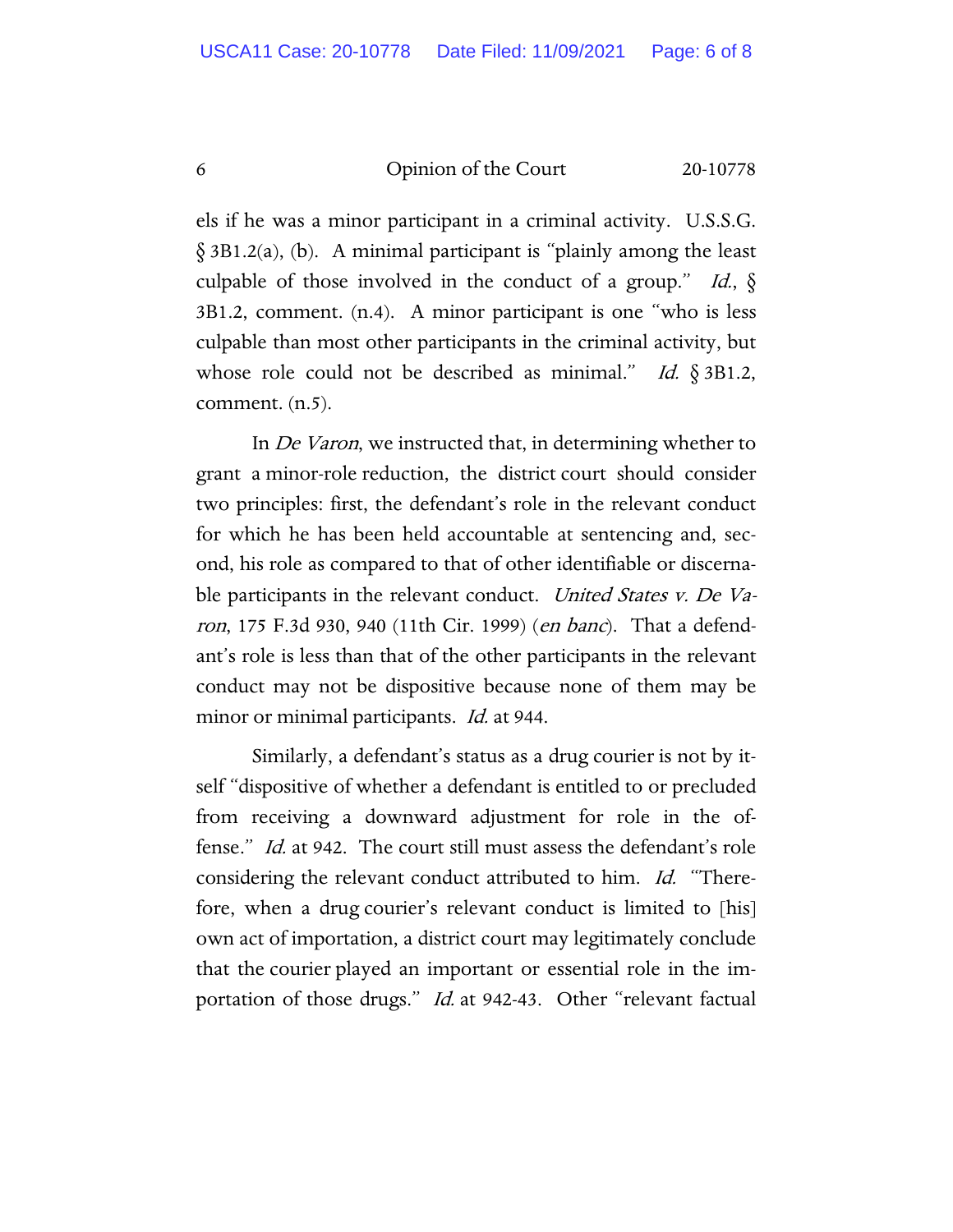els if he was a minor participant in a criminal activity. U.S.S.G. § 3B1.2(a), (b). A minimal participant is "plainly among the least culpable of those involved in the conduct of a group." *Id.*, § 3B1.2, comment. (n.4). A minor participant is one "who is less culpable than most other participants in the criminal activity, but whose role could not be described as minimal." *Id.* § 3B1.2, comment. (n.5).

In *De Varon*, we instructed that, in determining whether to grant a minor-role reduction, the district court should consider two principles: first, the defendant's role in the relevant conduct for which he has been held accountable at sentencing and, second, his role as compared to that of other identifiable or discernable participants in the relevant conduct. *United States v. De Varon*, 175 F.3d 930, 940 (11th Cir. 1999) (*en banc*). That a defendant's role is less than that of the other participants in the relevant conduct may not be dispositive because none of them may be minor or minimal participants. *Id.* at 944.

Similarly, a defendant's status as a drug courier is not by itself "dispositive of whether a defendant is entitled to or precluded from receiving a downward adjustment for role in the offense." *Id.* at 942. The court still must assess the defendant's role considering the relevant conduct attributed to him. *Id.* "Therefore, when a drug courier's relevant conduct is limited to [his] own act of importation, a district court may legitimately conclude that the courier played an important or essential role in the importation of those drugs." *Id.* at 942-43. Other "relevant factual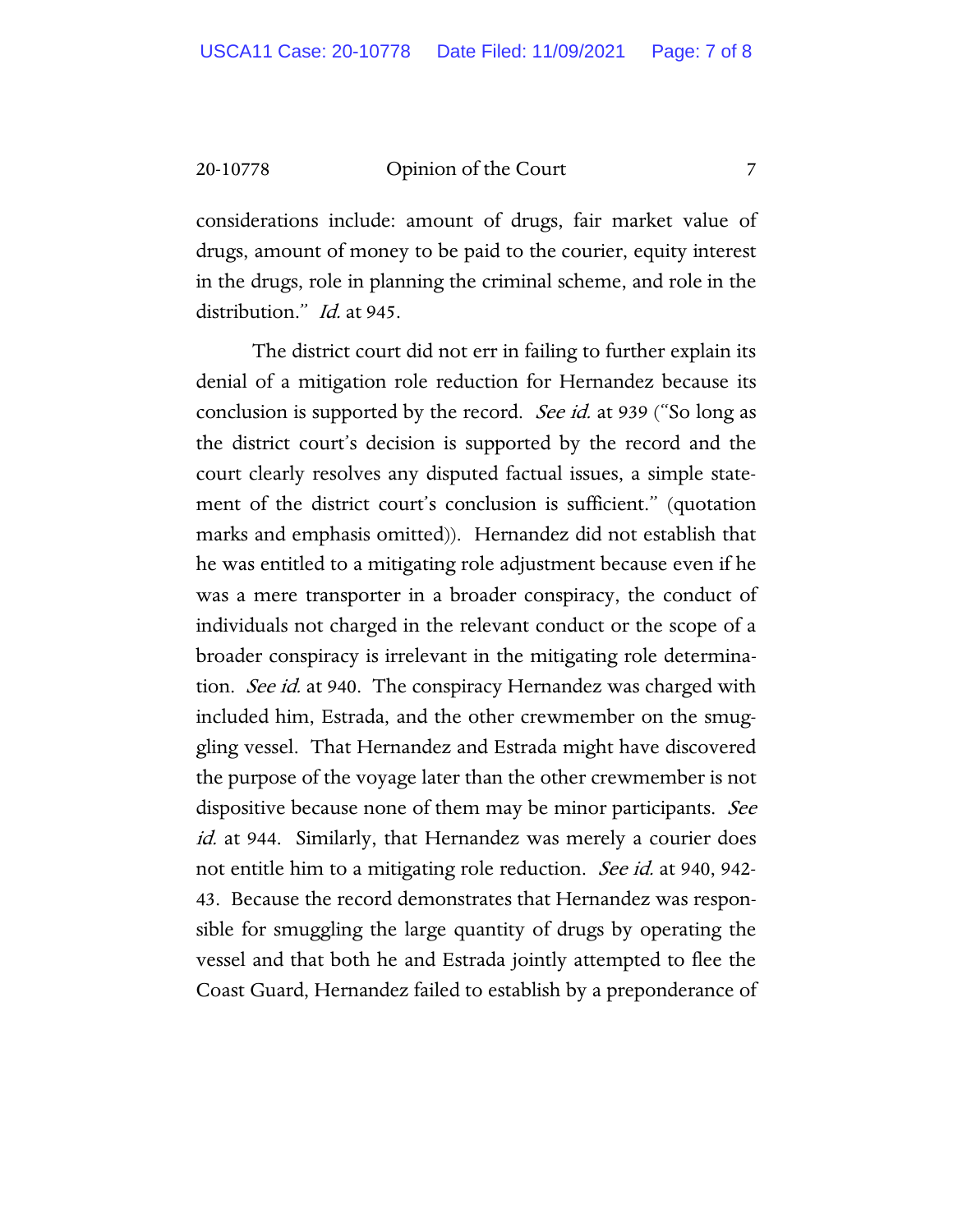considerations include: amount of drugs, fair market value of drugs, amount of money to be paid to the courier, equity interest in the drugs, role in planning the criminal scheme, and role in the distribution." *Id.* at 945.

The district court did not err in failing to further explain its denial of a mitigation role reduction for Hernandez because its conclusion is supported by the record. *See id.* at 939 ("So long as the district court's decision is supported by the record and the court clearly resolves any disputed factual issues, a simple statement of the district court's conclusion is sufficient." (quotation marks and emphasis omitted)). Hernandez did not establish that he was entitled to a mitigating role adjustment because even if he was a mere transporter in a broader conspiracy, the conduct of individuals not charged in the relevant conduct or the scope of a broader conspiracy is irrelevant in the mitigating role determination. *See id.* at 940. The conspiracy Hernandez was charged with included him, Estrada, and the other crewmember on the smuggling vessel. That Hernandez and Estrada might have discovered the purpose of the voyage later than the other crewmember is not dispositive because none of them may be minor participants. *See id.* at 944. Similarly, that Hernandez was merely a courier does not entitle him to a mitigating role reduction. *See id.* at 940, 942-43. Because the record demonstrates that Hernandez was responsible for smuggling the large quantity of drugs by operating the vessel and that both he and Estrada jointly attempted to flee the Coast Guard, Hernandez failed to establish by a preponderance of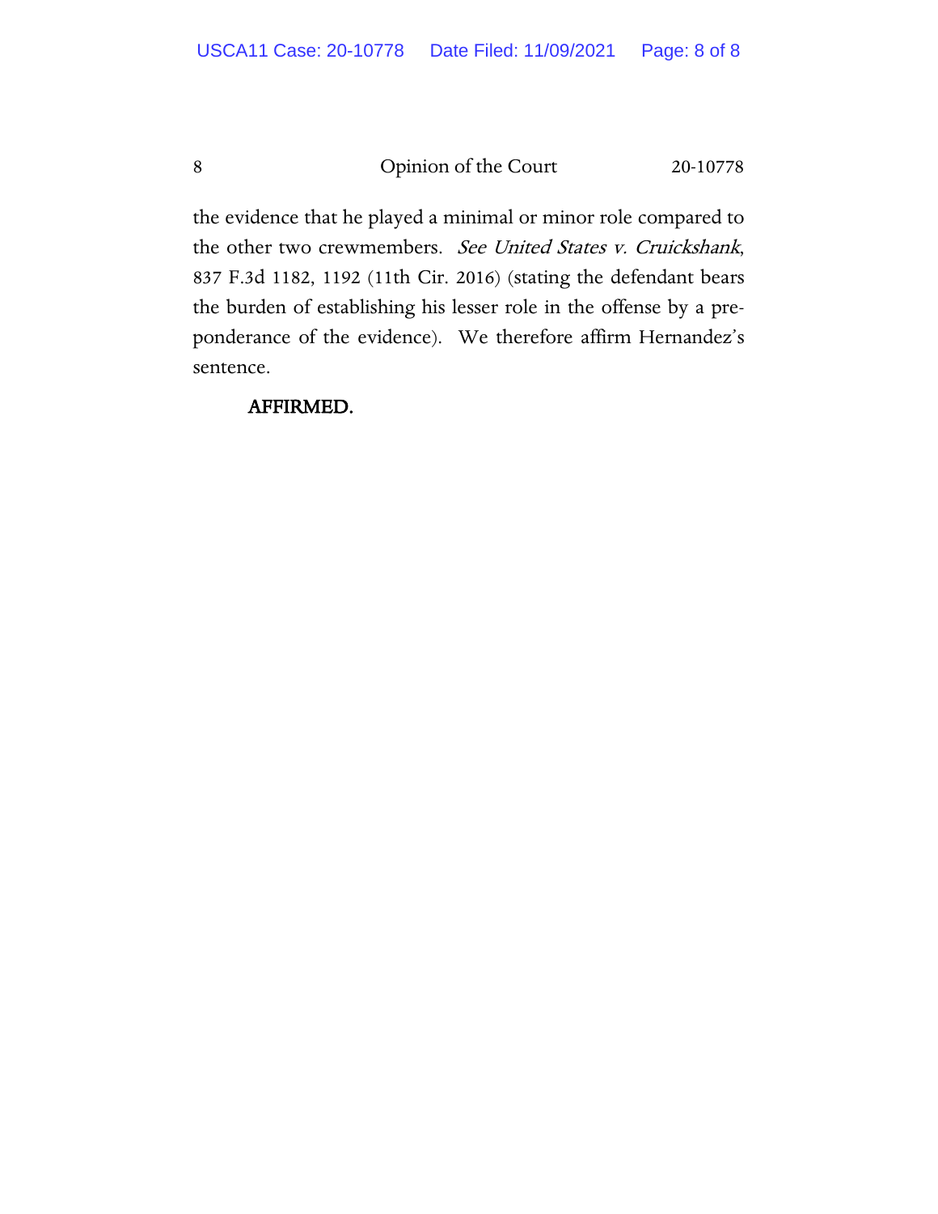the evidence that he played a minimal or minor role compared to the other two crewmembers. *See United States v. Cruickshank*, 837 F.3d 1182, 1192 (11th Cir. 2016) (stating the defendant bears the burden of establishing his lesser role in the offense by a preponderance of the evidence). We therefore affirm Hernandez's sentence.

**AFFIRMED.**